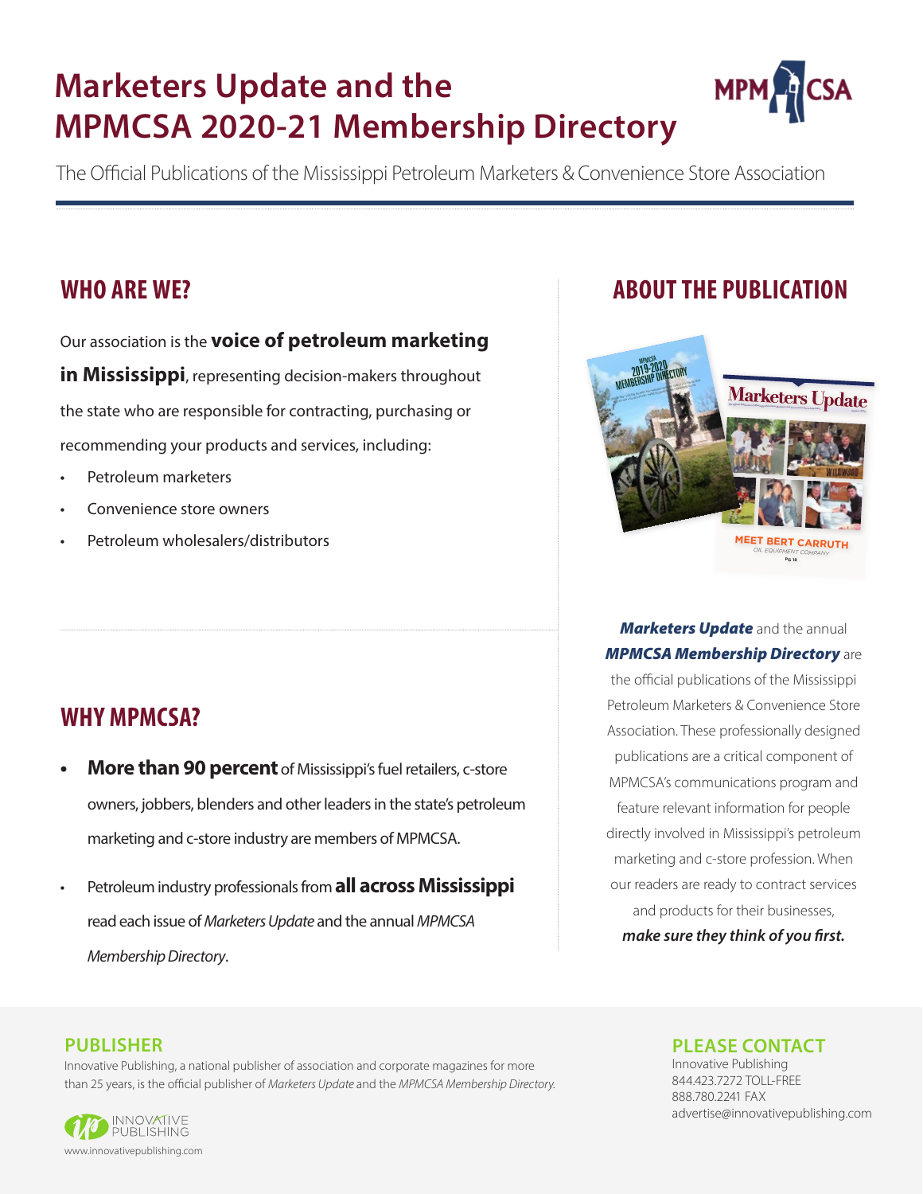# Marketers Update and the MPMCSA 2020-21 Membership Directory

The Official Publications of the Mississippi Petroleum Marketers & Convenience Store Association

## WHO ARE WE?

Our association is the **voice of petroleum marketing in Mississippi**, representing decision-makers throughout the state who are responsible for contracting, purchasing or recommending your products and services, including:

- Petroleum marketers
- Convenience store owners
- Petroleum wholesalers/distributors

## WHY MPMCSA?

- **More than 90 percent** of Mississippi's fuel retailers, c-store owners, jobbers, blenders and other leaders in the state's petroleum marketing and c-store industry are members of MPMCSA.
- Petroleum industry professionals from **all across Mississippi** read each issue of *Marketers Update* and the annual *MPMCSA Membership Directory*.

## ABOUT THE PUBLICATION

***Marketers Update*** and the annual ***MPMCSA Membership Directory*** are the official publications of the Mississippi Petroleum Marketers & Convenience Store Association. These professionally designed publications are a critical component of MPMCSA's communications program and feature relevant information for people directly involved in Mississippi's petroleum marketing and c-store profession. When our readers are ready to contract services and products for their businesses, ***make sure they think of you first.***

### PUBLISHER

Innovative Publishing, a national publisher of association and corporate magazines for more than 25 years, is the official publisher of *Marketers Update* and the *MPMCSA Membership Directory.*

www.innovativepublishing.com

### PLEASE CONTACT

Innovative Publishing
844.423.7272 TOLL-FREE
888.780.2241 FAX
advertise@innovativepublishing.com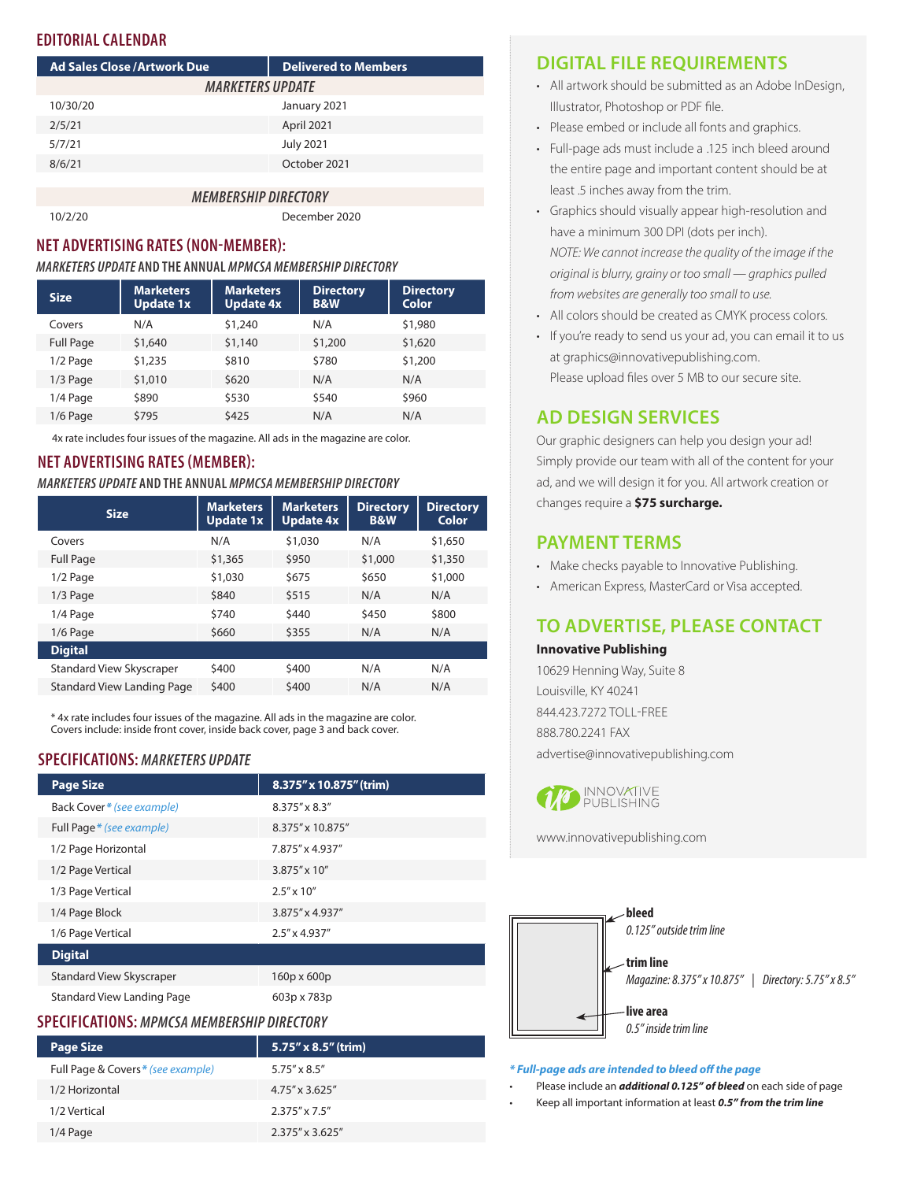## EDITORIAL CALENDAR

| Ad Sales Close / Artwork Due | Delivered to Members |
|---|---|
| *MARKETERS UPDATE* | |
| 10/30/20 | January 2021 |
| 2/5/21 | April 2021 |
| 5/7/21 | July 2021 |
| 8/6/21 | October 2021 |
| *MEMBERSHIP DIRECTORY* | |
| 10/2/20 | December 2020 |

## NET ADVERTISING RATES (NON-MEMBER):

### *MARKETERS UPDATE* AND THE ANNUAL *MPMCSA MEMBERSHIP DIRECTORY*

| Size | Marketers Update 1x | Marketers Update 4x | Directory B&W | Directory Color |
|---|---|---|---|---|
| Covers | N/A | $1,240 | N/A | $1,980 |
| Full Page | $1,640 | $1,140 | $1,200 | $1,620 |
| 1/2 Page | $1,235 | $810 | $780 | $1,200 |
| 1/3 Page | $1,010 | $620 | N/A | N/A |
| 1/4 Page | $890 | $530 | $540 | $960 |
| 1/6 Page | $795 | $425 | N/A | N/A |

4x rate includes four issues of the magazine. All ads in the magazine are color.

## NET ADVERTISING RATES (MEMBER):

### *MARKETERS UPDATE* AND THE ANNUAL *MPMCSA MEMBERSHIP DIRECTORY*

| Size | Marketers Update 1x | Marketers Update 4x | Directory B&W | Directory Color |
|---|---|---|---|---|
| Covers | N/A | $1,030 | N/A | $1,650 |
| Full Page | $1,365 | $950 | $1,000 | $1,350 |
| 1/2 Page | $1,030 | $675 | $650 | $1,000 |
| 1/3 Page | $840 | $515 | N/A | N/A |
| 1/4 Page | $740 | $440 | $450 | $800 |
| 1/6 Page | $660 | $355 | N/A | N/A |
| **Digital** | | | | |
| Standard View Skyscraper | $400 | $400 | N/A | N/A |
| Standard View Landing Page | $400 | $400 | N/A | N/A |

* 4x rate includes four issues of the magazine. All ads in the magazine are color.
Covers include: inside front cover, inside back cover, page 3 and back cover.

## SPECIFICATIONS: *MARKETERS UPDATE*

| Page Size | 8.375" x 10.875" (trim) |
|---|---|
| Back Cover * *(see example)* | 8.375" x 8.3" |
| Full Page * *(see example)* | 8.375" x 10.875" |
| 1/2 Page Horizontal | 7.875" x 4.937" |
| 1/2 Page Vertical | 3.875" x 10" |
| 1/3 Page Vertical | 2.5" x 10" |
| 1/4 Page Block | 3.875" x 4.937" |
| 1/6 Page Vertical | 2.5" x 4.937" |
| **Digital** | |
| Standard View Skyscraper | 160p x 600p |
| Standard View Landing Page | 603p x 783p |

## SPECIFICATIONS: *MPMCSA MEMBERSHIP DIRECTORY*

| Page Size | 5.75" x 8.5" (trim) |
|---|---|
| Full Page & Covers * *(see example)* | 5.75" x 8.5" |
| 1/2 Horizontal | 4.75" x 3.625" |
| 1/2 Vertical | 2.375" x 7.5" |
| 1/4 Page | 2.375" x 3.625" |

## DIGITAL FILE REQUIREMENTS

- All artwork should be submitted as an Adobe InDesign, Illustrator, Photoshop or PDF file.
- Please embed or include all fonts and graphics.
- Full-page ads must include a .125 inch bleed around the entire page and important content should be at least .5 inches away from the trim.
- Graphics should visually appear high-resolution and have a minimum 300 DPI (dots per inch).
  *NOTE: We cannot increase the quality of the image if the original is blurry, grainy or too small — graphics pulled from websites are generally too small to use.*
- All colors should be created as CMYK process colors.
- If you're ready to send us your ad, you can email it to us at graphics@innovativepublishing.com.
  Please upload files over 5 MB to our secure site.

## AD DESIGN SERVICES

Our graphic designers can help you design your ad! Simply provide our team with all of the content for your ad, and we will design it for you. All artwork creation or changes require a **$75 surcharge.**

## PAYMENT TERMS

- Make checks payable to Innovative Publishing.
- American Express, MasterCard or Visa accepted.

## TO ADVERTISE, PLEASE CONTACT

**Innovative Publishing**
10629 Henning Way, Suite 8
Louisville, KY 40241
844.423.7272 TOLL-FREE
888.780.2241 FAX
advertise@innovativepublishing.com

www.innovativepublishing.com

**bleed**
*0.125" outside trim line*

**trim line**
*Magazine: 8.375" x 10.875" | Directory: 5.75" x 8.5"*

**live area**
*0.5" inside trim line*

***** *Full-page ads are intended to bleed off the page*

- Please include an ***additional 0.125" of bleed*** on each side of page
- Keep all important information at least ***0.5" from the trim line***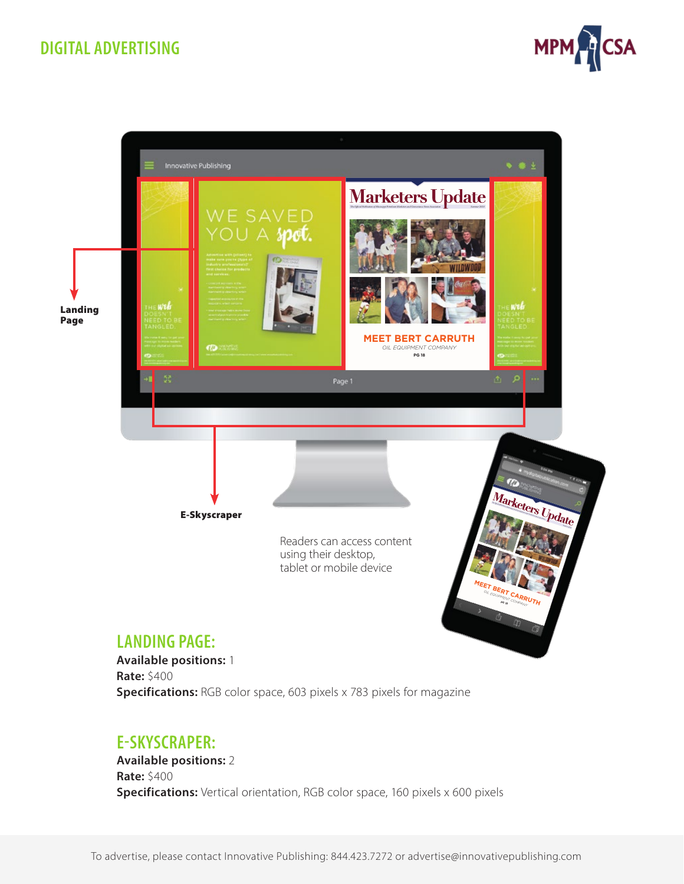# DIGITAL ADVERTISING

Landing Page

E-Skyscraper

Readers can access content using their desktop, tablet or mobile device

## LANDING PAGE:

**Available positions:** 1
**Rate:** $400
**Specifications:** RGB color space, 603 pixels x 783 pixels for magazine

## E-SKYSCRAPER:

**Available positions:** 2
**Rate:** $400
**Specifications:** Vertical orientation, RGB color space, 160 pixels x 600 pixels

To advertise, please contact Innovative Publishing: 844.423.7272 or advertise@innovativepublishing.com